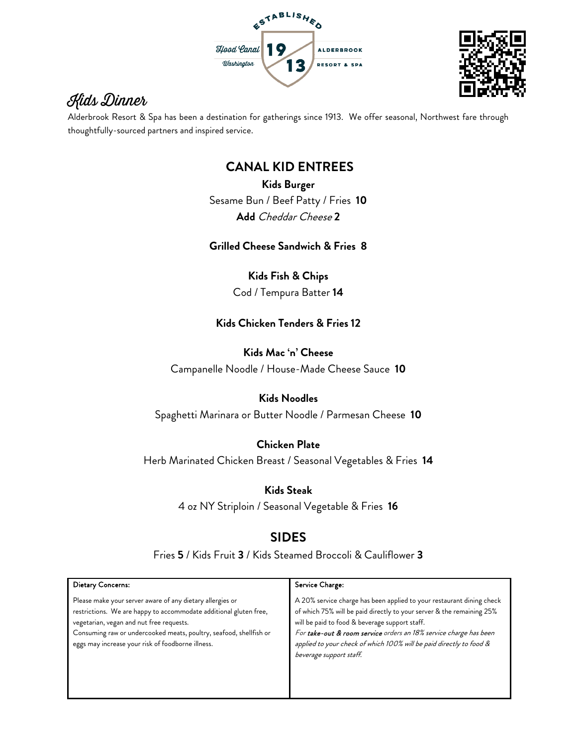ESTABLISHED

Hood Canal Washington 19 13 ALDERBROOK RESORT & SPA

# Kids Dinner

Alderbrook Resort & Spa has been a destination for gatherings since 1913. We offer seasonal, Northwest fare through thoughtfully-sourced partners and inspired service.

## CANAL KID ENTREES

**Kids Burger**
Sesame Bun / Beef Patty / Fries **10**
**Add** *Cheddar Cheese* **2**

**Grilled Cheese Sandwich & Fries 8**

**Kids Fish & Chips**
Cod / Tempura Batter **14**

**Kids Chicken Tenders & Fries 12**

**Kids Mac 'n' Cheese**
Campanelle Noodle / House-Made Cheese Sauce **10**

**Kids Noodles**
Spaghetti Marinara or Butter Noodle / Parmesan Cheese **10**

**Chicken Plate**
Herb Marinated Chicken Breast / Seasonal Vegetables & Fries **14**

**Kids Steak**
4 oz NY Striploin / Seasonal Vegetable & Fries **16**

## SIDES

Fries **5** / Kids Fruit **3** / Kids Steamed Broccoli & Cauliflower **3**

| Dietary Concerns: | Service Charge: |
| --- | --- |
| Please make your server aware of any dietary allergies or restrictions. We are happy to accommodate additional gluten free, vegetarian, vegan and nut free requests. Consuming raw or undercooked meats, poultry, seafood, shellfish or eggs may increase your risk of foodborne illness. | A 20% service charge has been applied to your restaurant dining check of which 75% will be paid directly to your server & the remaining 25% will be paid to food & beverage support staff. *For **take-out & room service** orders an 18% service charge has been applied to your check of which 100% will be paid directly to food & beverage support staff.* |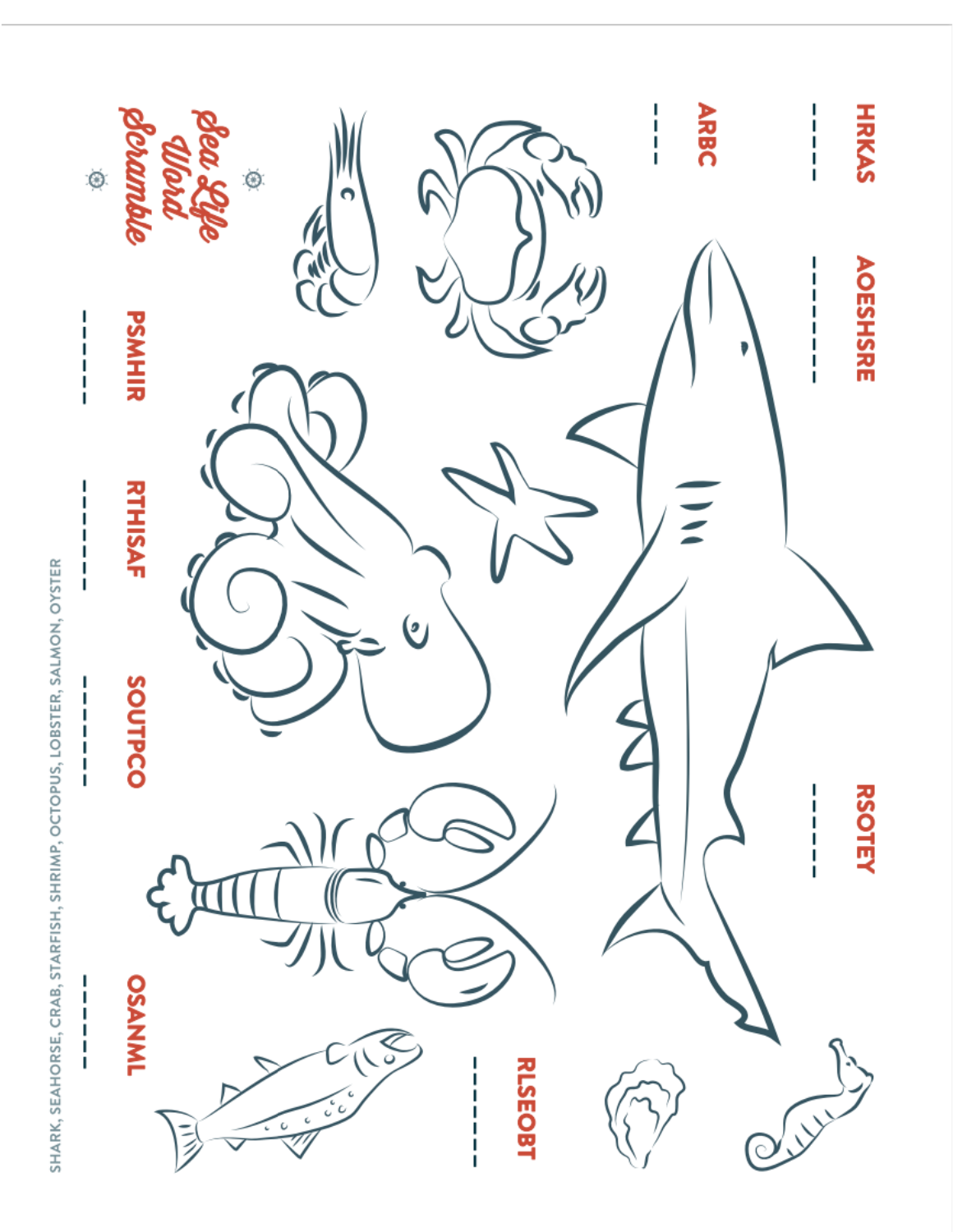# Sea Life Word Scramble

HRKAS

\_ \_ \_ \_ \_

AOESHSRE

\_ \_ \_ \_ \_ \_ \_ \_

ARBC

\_ \_ \_ \_

RSOTEY

\_ \_ \_ \_ \_ \_

PSMHIR

\_ \_ \_ \_ \_ \_

RTHISAF

\_ \_ \_ \_ \_ \_ \_ \_

SOUTPCO

\_ \_ \_ \_ \_ \_ \_

RLSEOBT

\_ \_ \_ \_ \_ \_ \_

OSANML

\_ \_ \_ \_ \_ \_

SHARK, SEAHORSE, CRAB, STARFISH, SHRIMP, OCTOPUS, LOBSTER, SALMON, OYSTER